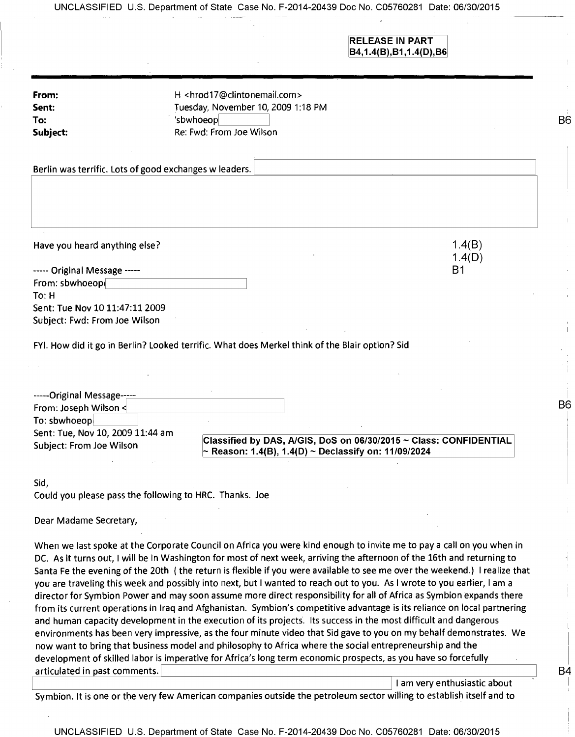RELEASE IN PART
B4,1.4(B),B1,1.4(D),B6

**From:** H <hrod17@clintonemail.com>
**Sent:** Tuesday, November 10, 2009 1:18 PM
**To:** 'sbwhoeop
**Subject:** Re: Fwd: From Joe Wilson

B6

Berlin was terrific. Lots of good exchanges w leaders.

Have you heard anything else?

1.4(B)
1.4(D)
B1

----- Original Message -----
From: sbwhoeop
To: H
Sent: Tue Nov 10 11:47:11 2009
Subject: Fwd: From Joe Wilson

FYI. How did it go in Berlin? Looked terrific. What does Merkel think of the Blair option? Sid

-----Original Message-----
From: Joseph Wilson <
To: sbwhoeop
Sent: Tue, Nov 10, 2009 11:44 am
Subject: From Joe Wilson

B6

Classified by DAS, A/GIS, DoS on 06/30/2015 ~ Class: CONFIDENTIAL ~ Reason: 1.4(B), 1.4(D) ~ Declassify on: 11/09/2024

Sid,
Could you please pass the following to HRC. Thanks. Joe

Dear Madame Secretary,

When we last spoke at the Corporate Council on Africa you were kind enough to invite me to pay a call on you when in DC. As it turns out, I will be in Washington for most of next week, arriving the afternoon of the 16th and returning to Santa Fe the evening of the 20th ( the return is flexible if you were available to see me over the weekend.) I realize that you are traveling this week and possibly into next, but I wanted to reach out to you. As I wrote to you earlier, I am a director for Symbion Power and may soon assume more direct responsibility for all of Africa as Symbion expands there from its current operations in Iraq and Afghanistan. Symbion's competitive advantage is its reliance on local partnering and human capacity development in the execution of its projects. Its success in the most difficult and dangerous environments has been very impressive, as the four minute video that Sid gave to you on my behalf demonstrates. We now want to bring that business model and philosophy to Africa where the social entrepreneurship and the development of skilled labor is imperative for Africa's long term economic prospects, as you have so forcefully articulated in past comments.

B4

I am very enthusiastic about Symbion. It is one or the very few American companies outside the petroleum sector willing to establish itself and to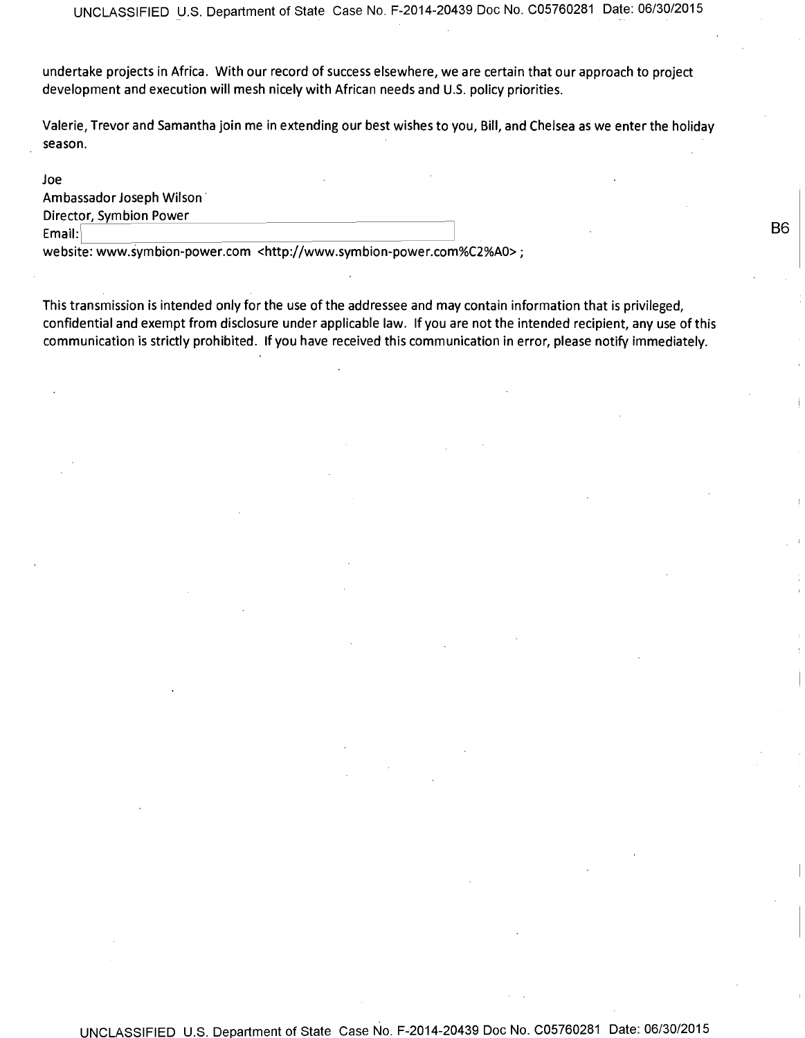undertake projects in Africa. With our record of success elsewhere, we are certain that our approach to project development and execution will mesh nicely with African needs and U.S. policy priorities.

Valerie, Trevor and Samantha join me in extending our best wishes to you, Bill, and Chelsea as we enter the holiday season.

Joe
Ambassador Joseph Wilson
Director, Symbion Power
Email: [redacted] B6
website: www.symbion-power.com <http://www.symbion-power.com%C2%A0> ;

This transmission is intended only for the use of the addressee and may contain information that is privileged, confidential and exempt from disclosure under applicable law. If you are not the intended recipient, any use of this communication is strictly prohibited. If you have received this communication in error, please notify immediately.